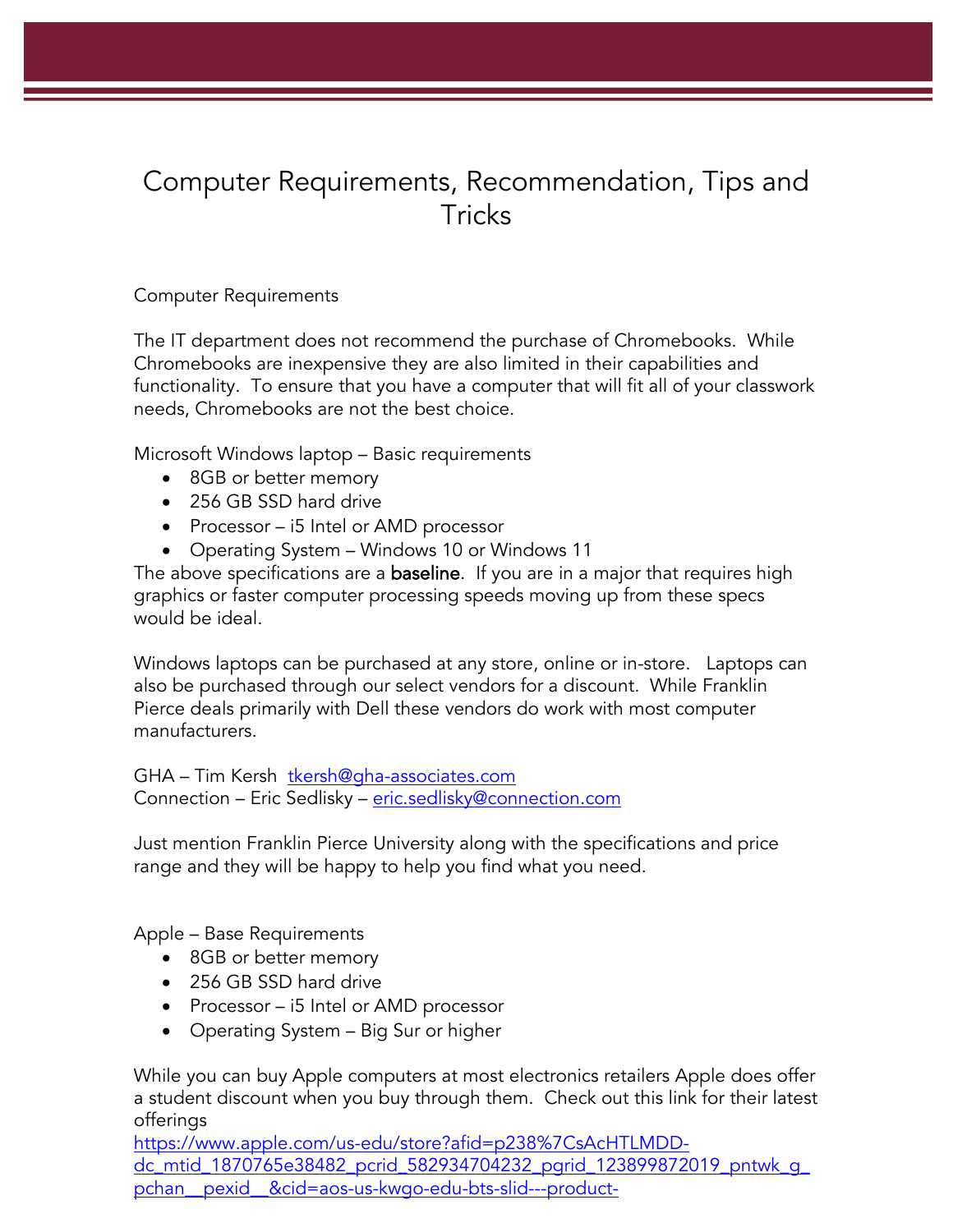# Computer Requirements, Recommendation, Tips and Tricks

## Computer Requirements

The IT department does not recommend the purchase of Chromebooks. While Chromebooks are inexpensive they are also limited in their capabilities and functionality. To ensure that you have a computer that will fit all of your classwork needs, Chromebooks are not the best choice.

Microsoft Windows laptop – Basic requirements

- 8GB or better memory
- 256 GB SSD hard drive
- Processor – i5 Intel or AMD processor
- Operating System – Windows 10 or Windows 11

The above specifications are a **baseline**. If you are in a major that requires high graphics or faster computer processing speeds moving up from these specs would be ideal.

Windows laptops can be purchased at any store, online or in-store. Laptops can also be purchased through our select vendors for a discount. While Franklin Pierce deals primarily with Dell these vendors do work with most computer manufacturers.

GHA – Tim Kersh [tkersh@gha-associates.com](mailto:tkersh@gha-associates.com)
Connection – Eric Sedlisky – [eric.sedlisky@connection.com](mailto:eric.sedlisky@connection.com)

Just mention Franklin Pierce University along with the specifications and price range and they will be happy to help you find what you need.

Apple – Base Requirements

- 8GB or better memory
- 256 GB SSD hard drive
- Processor – i5 Intel or AMD processor
- Operating System – Big Sur or higher

While you can buy Apple computers at most electronics retailers Apple does offer a student discount when you buy through them. Check out this link for their latest offerings
https://www.apple.com/us-edu/store?afid=p238%7CsAcHTLMDD-dc_mtid_1870765e38482_pcrid_582934704232_pgrid_123899872019_pntwk_g_pchan__pexid__&cid=aos-us-kwgo-edu-bts-slid---product-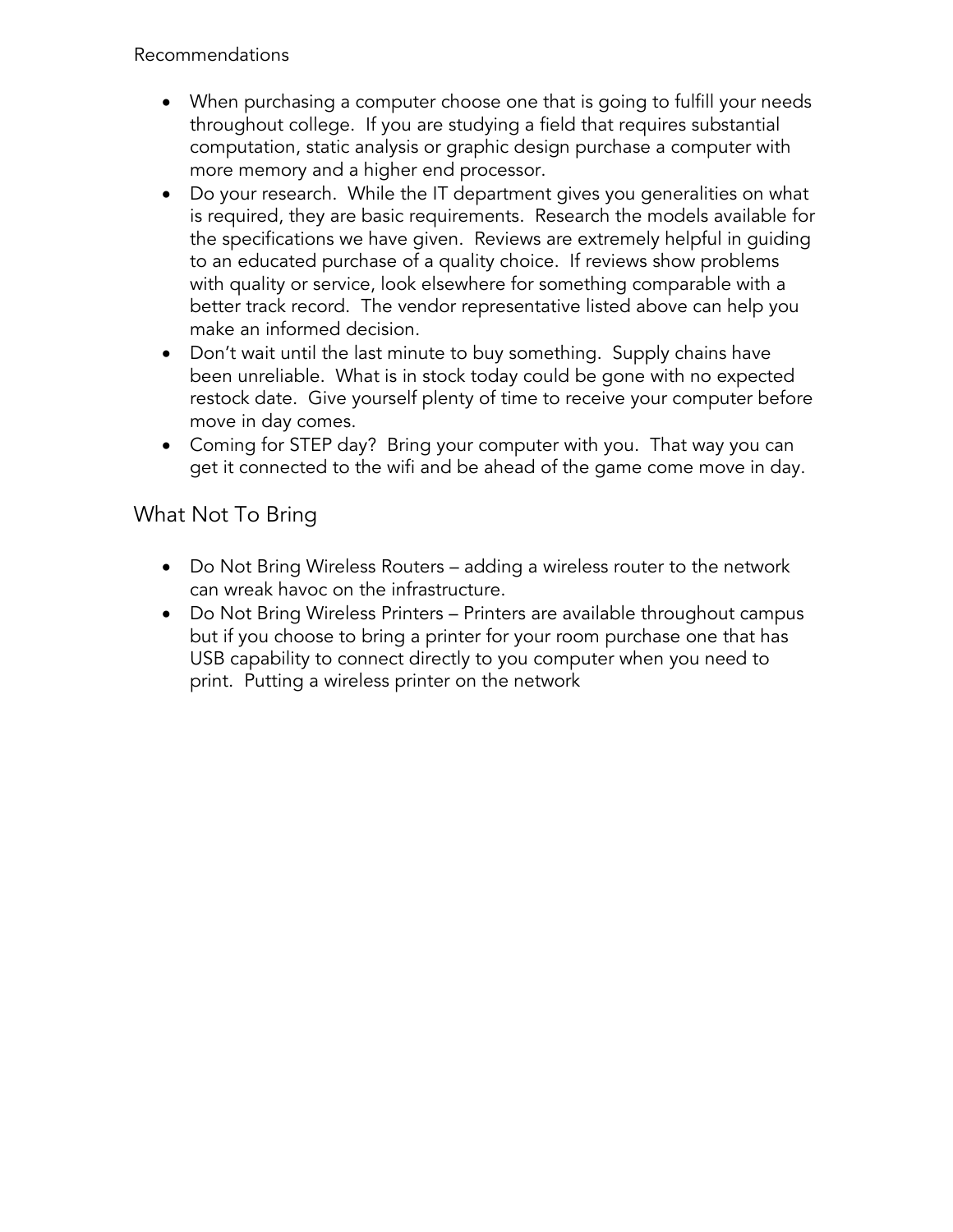Recommendations

- When purchasing a computer choose one that is going to fulfill your needs throughout college. If you are studying a field that requires substantial computation, static analysis or graphic design purchase a computer with more memory and a higher end processor.
- Do your research. While the IT department gives you generalities on what is required, they are basic requirements. Research the models available for the specifications we have given. Reviews are extremely helpful in guiding to an educated purchase of a quality choice. If reviews show problems with quality or service, look elsewhere for something comparable with a better track record. The vendor representative listed above can help you make an informed decision.
- Don't wait until the last minute to buy something. Supply chains have been unreliable. What is in stock today could be gone with no expected restock date. Give yourself plenty of time to receive your computer before move in day comes.
- Coming for STEP day? Bring your computer with you. That way you can get it connected to the wifi and be ahead of the game come move in day.

## What Not To Bring

- Do Not Bring Wireless Routers – adding a wireless router to the network can wreak havoc on the infrastructure.
- Do Not Bring Wireless Printers – Printers are available throughout campus but if you choose to bring a printer for your room purchase one that has USB capability to connect directly to you computer when you need to print. Putting a wireless printer on the network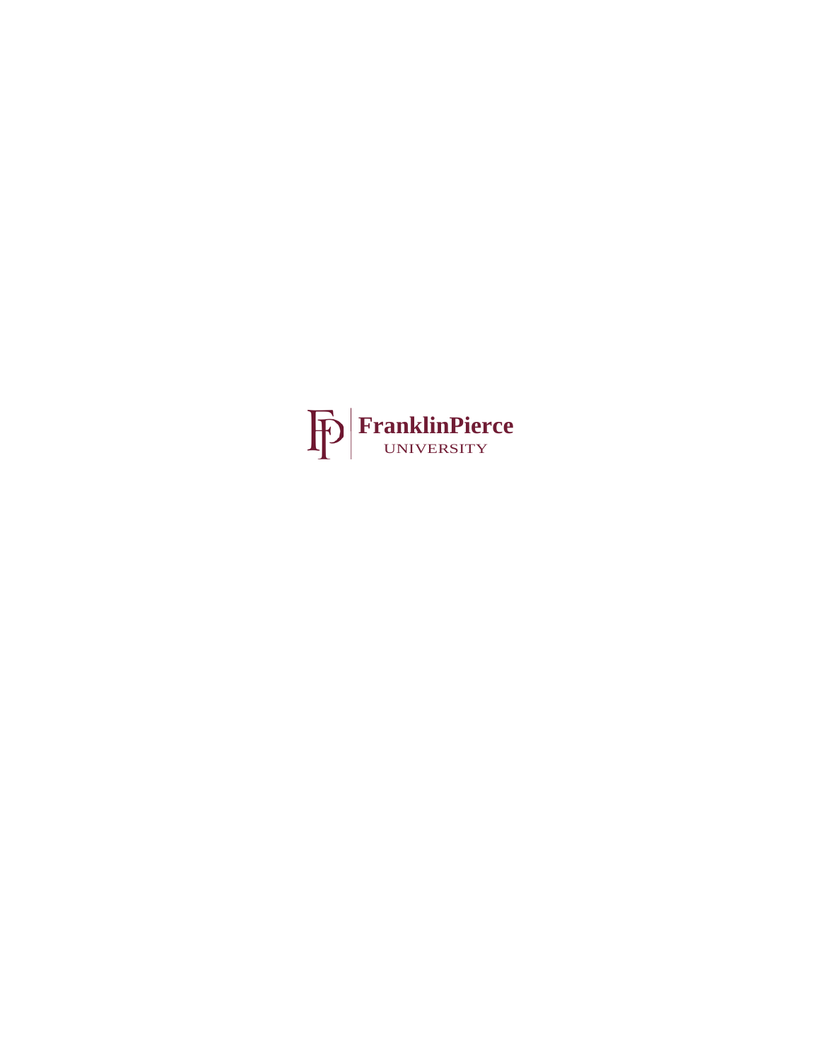FranklinPierce
UNIVERSITY